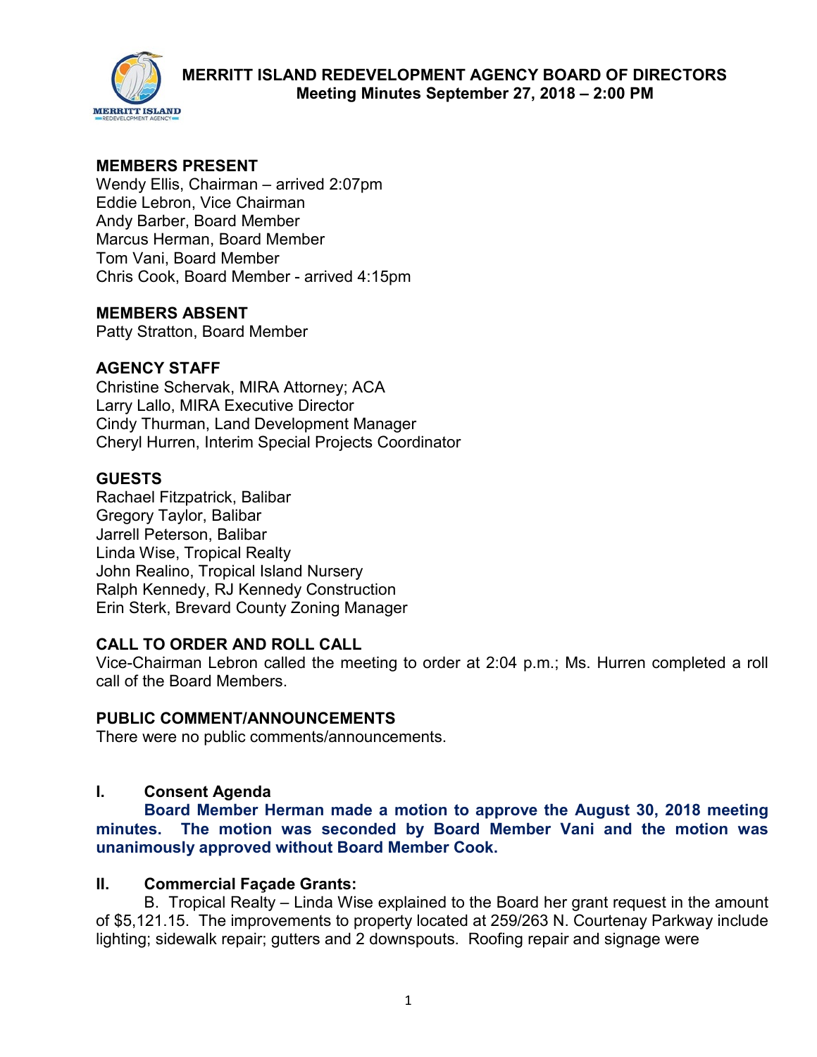# MERRITT ISLAND REDEVELOPMENT AGENCY BOARD OF DIRECTORS
## Meeting Minutes September 27, 2018 – 2:00 PM

**MEMBERS PRESENT**
Wendy Ellis, Chairman – arrived 2:07pm
Eddie Lebron, Vice Chairman
Andy Barber, Board Member
Marcus Herman, Board Member
Tom Vani, Board Member
Chris Cook, Board Member - arrived 4:15pm

**MEMBERS ABSENT**
Patty Stratton, Board Member

**AGENCY STAFF**
Christine Schervak, MIRA Attorney; ACA
Larry Lallo, MIRA Executive Director
Cindy Thurman, Land Development Manager
Cheryl Hurren, Interim Special Projects Coordinator

**GUESTS**
Rachael Fitzpatrick, Balibar
Gregory Taylor, Balibar
Jarrell Peterson, Balibar
Linda Wise, Tropical Realty
John Realino, Tropical Island Nursery
Ralph Kennedy, RJ Kennedy Construction
Erin Sterk, Brevard County Zoning Manager

**CALL TO ORDER AND ROLL CALL**
Vice-Chairman Lebron called the meeting to order at 2:04 p.m.; Ms. Hurren completed a roll call of the Board Members.

**PUBLIC COMMENT/ANNOUNCEMENTS**
There were no public comments/announcements.

**I. Consent Agenda**

**Board Member Herman made a motion to approve the August 30, 2018 meeting minutes. The motion was seconded by Board Member Vani and the motion was unanimously approved without Board Member Cook.**

**II. Commercial Façade Grants:**

B. Tropical Realty – Linda Wise explained to the Board her grant request in the amount of $5,121.15. The improvements to property located at 259/263 N. Courtenay Parkway include lighting; sidewalk repair; gutters and 2 downspouts. Roofing repair and signage were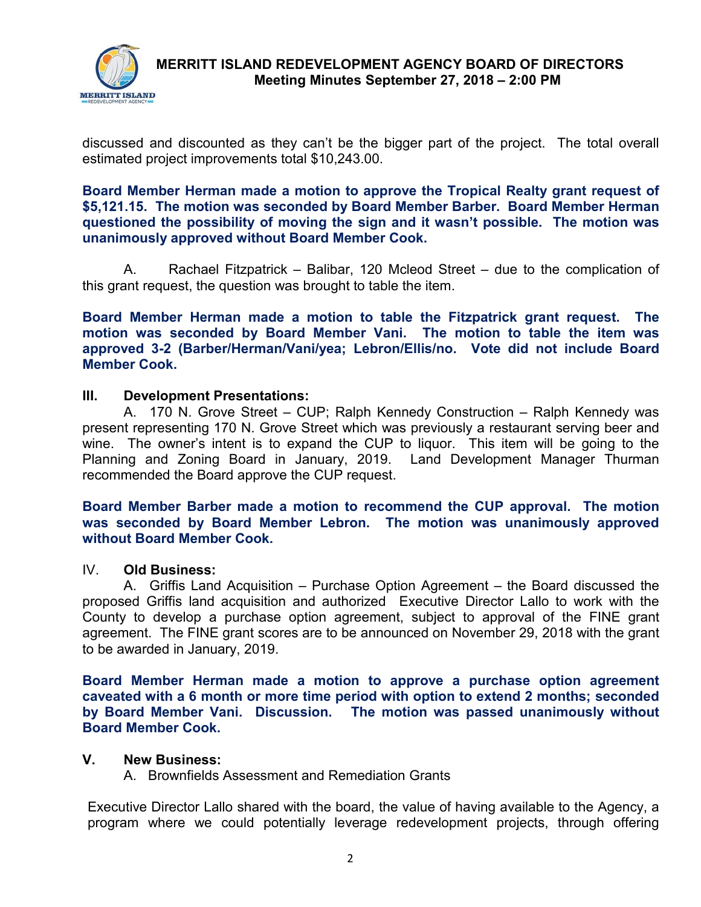discussed and discounted as they can't be the bigger part of the project. The total overall estimated project improvements total $10,243.00.

**Board Member Herman made a motion to approve the Tropical Realty grant request of $5,121.15. The motion was seconded by Board Member Barber. Board Member Herman questioned the possibility of moving the sign and it wasn't possible. The motion was unanimously approved without Board Member Cook.**

A. Rachael Fitzpatrick – Balibar, 120 Mcleod Street – due to the complication of this grant request, the question was brought to table the item.

**Board Member Herman made a motion to table the Fitzpatrick grant request. The motion was seconded by Board Member Vani. The motion to table the item was approved 3-2 (Barber/Herman/Vani/yea; Lebron/Ellis/no. Vote did not include Board Member Cook.**

**III. Development Presentations:**

A. 170 N. Grove Street – CUP; Ralph Kennedy Construction – Ralph Kennedy was present representing 170 N. Grove Street which was previously a restaurant serving beer and wine. The owner's intent is to expand the CUP to liquor. This item will be going to the Planning and Zoning Board in January, 2019. Land Development Manager Thurman recommended the Board approve the CUP request.

**Board Member Barber made a motion to recommend the CUP approval. The motion was seconded by Board Member Lebron. The motion was unanimously approved without Board Member Cook.**

IV. **Old Business:**

A. Griffis Land Acquisition – Purchase Option Agreement – the Board discussed the proposed Griffis land acquisition and authorized Executive Director Lallo to work with the County to develop a purchase option agreement, subject to approval of the FINE grant agreement. The FINE grant scores are to be announced on November 29, 2018 with the grant to be awarded in January, 2019.

**Board Member Herman made a motion to approve a purchase option agreement caveated with a 6 month or more time period with option to extend 2 months; seconded by Board Member Vani. Discussion. The motion was passed unanimously without Board Member Cook.**

**V. New Business:**

A. Brownfields Assessment and Remediation Grants

Executive Director Lallo shared with the board, the value of having available to the Agency, a program where we could potentially leverage redevelopment projects, through offering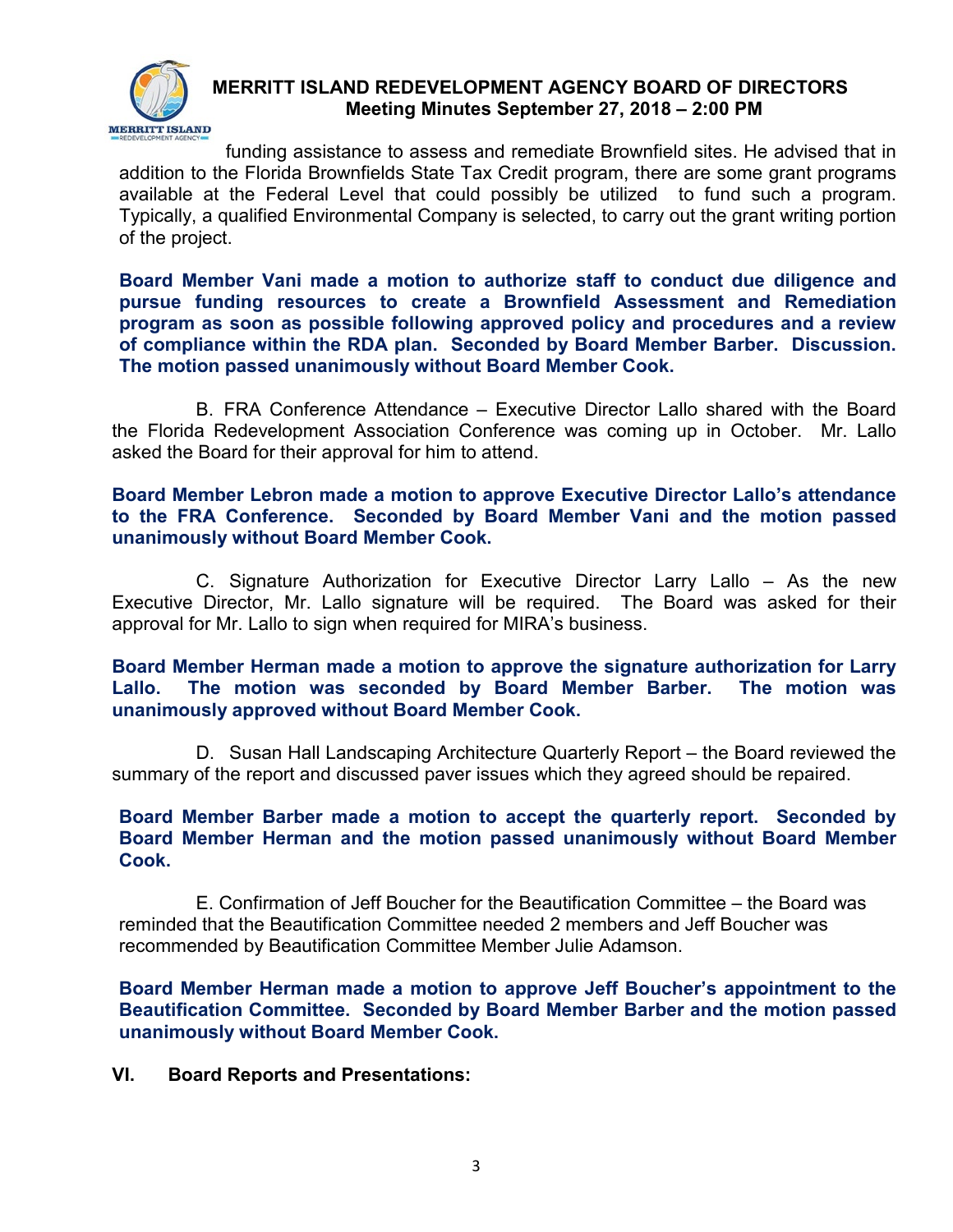funding assistance to assess and remediate Brownfield sites. He advised that in addition to the Florida Brownfields State Tax Credit program, there are some grant programs available at the Federal Level that could possibly be utilized to fund such a program. Typically, a qualified Environmental Company is selected, to carry out the grant writing portion of the project.

**Board Member Vani made a motion to authorize staff to conduct due diligence and pursue funding resources to create a Brownfield Assessment and Remediation program as soon as possible following approved policy and procedures and a review of compliance within the RDA plan. Seconded by Board Member Barber. Discussion. The motion passed unanimously without Board Member Cook.**

B. FRA Conference Attendance – Executive Director Lallo shared with the Board the Florida Redevelopment Association Conference was coming up in October. Mr. Lallo asked the Board for their approval for him to attend.

**Board Member Lebron made a motion to approve Executive Director Lallo's attendance to the FRA Conference. Seconded by Board Member Vani and the motion passed unanimously without Board Member Cook.**

C. Signature Authorization for Executive Director Larry Lallo – As the new Executive Director, Mr. Lallo signature will be required. The Board was asked for their approval for Mr. Lallo to sign when required for MIRA's business.

**Board Member Herman made a motion to approve the signature authorization for Larry Lallo. The motion was seconded by Board Member Barber. The motion was unanimously approved without Board Member Cook.**

D. Susan Hall Landscaping Architecture Quarterly Report – the Board reviewed the summary of the report and discussed paver issues which they agreed should be repaired.

**Board Member Barber made a motion to accept the quarterly report. Seconded by Board Member Herman and the motion passed unanimously without Board Member Cook.**

E. Confirmation of Jeff Boucher for the Beautification Committee – the Board was reminded that the Beautification Committee needed 2 members and Jeff Boucher was recommended by Beautification Committee Member Julie Adamson.

**Board Member Herman made a motion to approve Jeff Boucher's appointment to the Beautification Committee. Seconded by Board Member Barber and the motion passed unanimously without Board Member Cook.**

## VI. Board Reports and Presentations: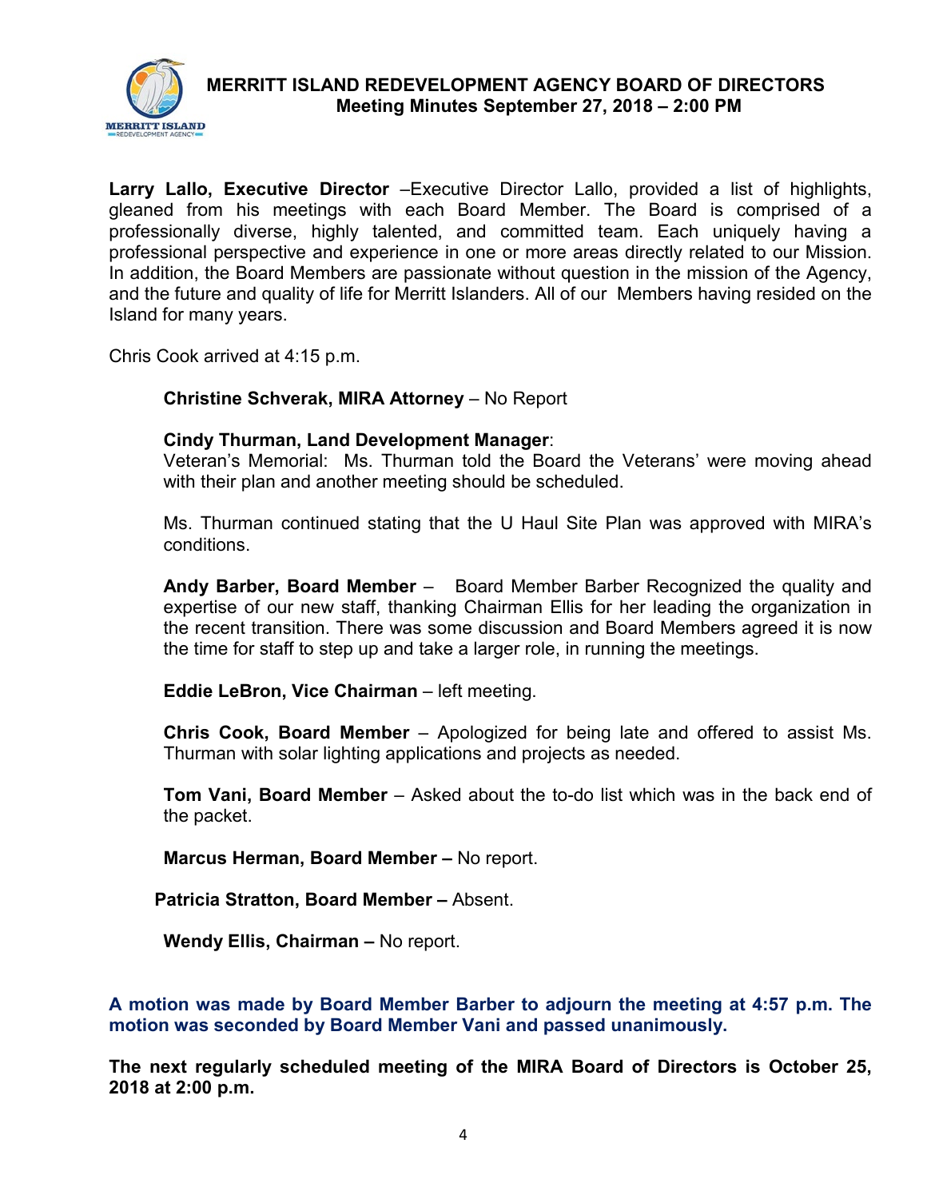**Larry Lallo, Executive Director** –Executive Director Lallo, provided a list of highlights, gleaned from his meetings with each Board Member. The Board is comprised of a professionally diverse, highly talented, and committed team. Each uniquely having a professional perspective and experience in one or more areas directly related to our Mission. In addition, the Board Members are passionate without question in the mission of the Agency, and the future and quality of life for Merritt Islanders. All of our Members having resided on the Island for many years.

Chris Cook arrived at 4:15 p.m.

**Christine Schverak, MIRA Attorney** – No Report

**Cindy Thurman, Land Development Manager**:
Veteran's Memorial: Ms. Thurman told the Board the Veterans' were moving ahead with their plan and another meeting should be scheduled.

Ms. Thurman continued stating that the U Haul Site Plan was approved with MIRA's conditions.

**Andy Barber, Board Member** – Board Member Barber Recognized the quality and expertise of our new staff, thanking Chairman Ellis for her leading the organization in the recent transition. There was some discussion and Board Members agreed it is now the time for staff to step up and take a larger role, in running the meetings.

**Eddie LeBron, Vice Chairman** – left meeting.

**Chris Cook, Board Member** – Apologized for being late and offered to assist Ms. Thurman with solar lighting applications and projects as needed.

**Tom Vani, Board Member** – Asked about the to-do list which was in the back end of the packet.

**Marcus Herman, Board Member –** No report.

**Patricia Stratton, Board Member –** Absent.

**Wendy Ellis, Chairman –** No report.

**A motion was made by Board Member Barber to adjourn the meeting at 4:57 p.m. The motion was seconded by Board Member Vani and passed unanimously.**

**The next regularly scheduled meeting of the MIRA Board of Directors is October 25, 2018 at 2:00 p.m.**